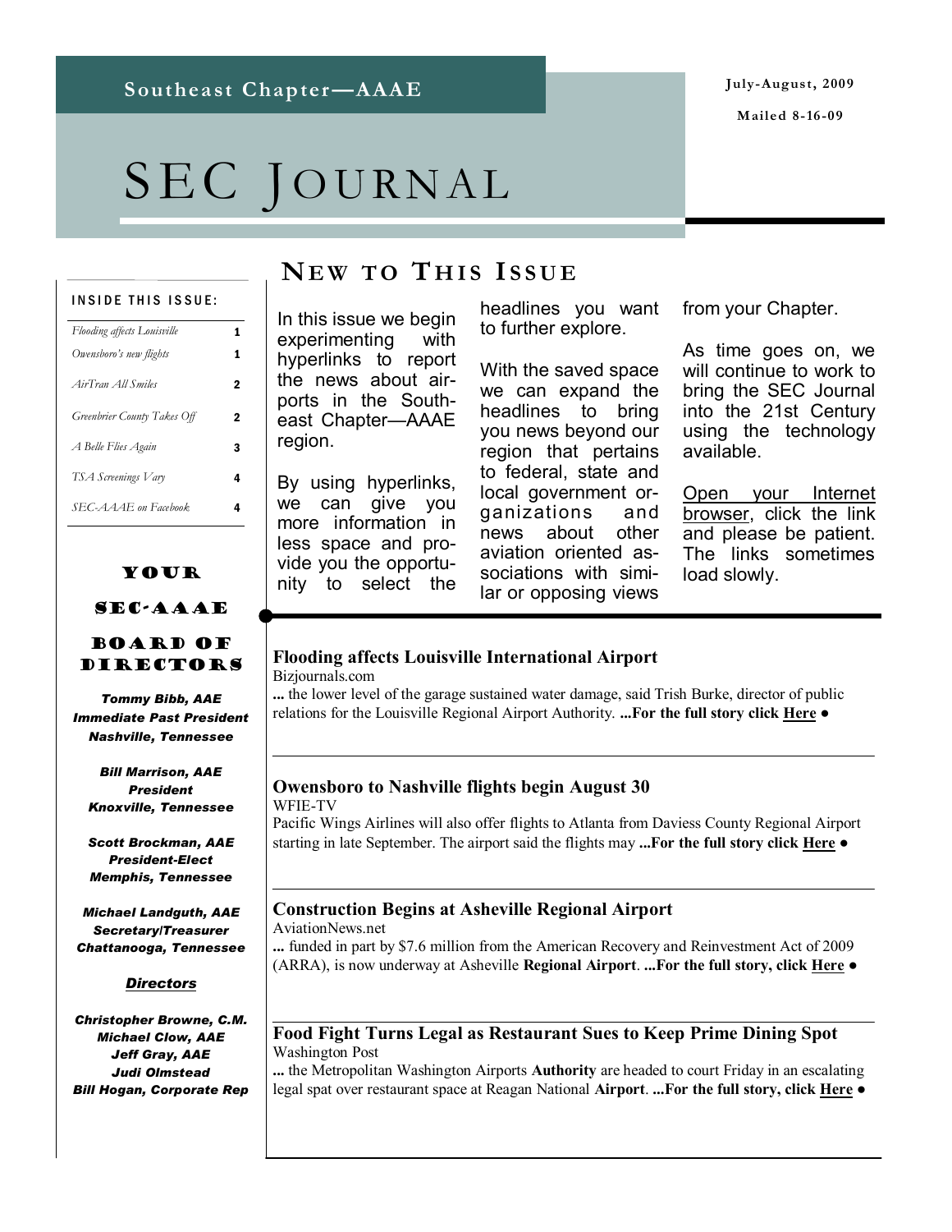Southeast Chapter—AAAE

July-August, 2009

Mailed 8-16-09

# SEC Journal

**INSIDE THIS ISSUE:**

| | |
|---|---|
| *Flooding affects Louisville* | 1 |
| *Owensboro's new flights* | 1 |
| *AirTran All Smiles* | 2 |
| *Greenbrier County Takes Off* | 2 |
| *A Belle Flies Again* | 3 |
| *TSA Screenings Vary* | 4 |
| *SEC-AAAE on Facebook* | 4 |

**YOUR SEC-AAAE BOARD OF DIRECTORS**

***Tommy Bibb, AAE***
***Immediate Past President***
***Nashville, Tennessee***

***Bill Marrison, AAE***
***President***
***Knoxville, Tennessee***

***Scott Brockman, AAE***
***President-Elect***
***Memphis, Tennessee***

***Michael Landguth, AAE***
***Secretary/Treasurer***
***Chattanooga, Tennessee***

***Directors***

***Christopher Browne, C.M.***
***Michael Clow, AAE***
***Jeff Gray, AAE***
***Judi Olmstead***
***Bill Hogan, Corporate Rep***

## New to This Issue

In this issue we begin experimenting with hyperlinks to report the news about airports in the Southeast Chapter—AAAE region.

By using hyperlinks, we can give you more information in less space and provide you the opportunity to select the headlines you want to further explore.

With the saved space we can expand the headlines to bring you news beyond our region that pertains to federal, state and local government organizations and news about other aviation oriented associations with similar or opposing views from your Chapter.

As time goes on, we will continue to work to bring the SEC Journal into the 21st Century using the technology available.

Open your Internet browser, click the link and please be patient. The links sometimes load slowly.

### Flooding affects Louisville International Airport

Bizjournals.com

... the lower level of the garage sustained water damage, said Trish Burke, director of public relations for the Louisville Regional Airport Authority. **...For the full story click Here ●**

### Owensboro to Nashville flights begin August 30

WFIE-TV

Pacific Wings Airlines will also offer flights to Atlanta from Daviess County Regional Airport starting in late September. The airport said the flights may **...For the full story click Here ●**

### Construction Begins at Asheville Regional Airport

AviationNews.net

... funded in part by $7.6 million from the American Recovery and Reinvestment Act of 2009 (ARRA), is now underway at Asheville **Regional Airport**. **...For the full story, click Here ●**

### Food Fight Turns Legal as Restaurant Sues to Keep Prime Dining Spot

Washington Post

... the Metropolitan Washington Airports **Authority** are headed to court Friday in an escalating legal spat over restaurant space at Reagan National **Airport**. **...For the full story, click Here ●**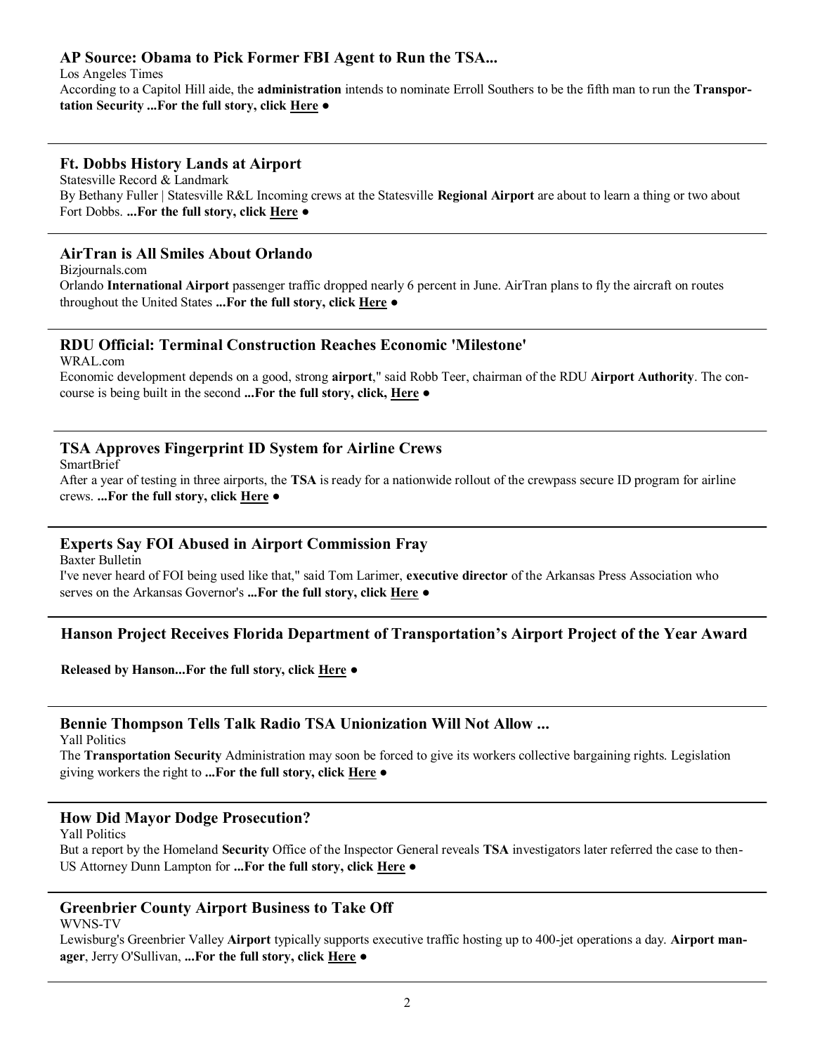### AP Source: Obama to Pick Former FBI Agent to Run the TSA...

Los Angeles Times

According to a Capitol Hill aide, the **administration** intends to nominate Erroll Southers to be the fifth man to run the **Transportation Security** **...For the full story, click Here ●**

---

### Ft. Dobbs History Lands at Airport

Statesville Record & Landmark

By Bethany Fuller | Statesville R&L Incoming crews at the Statesville **Regional Airport** are about to learn a thing or two about Fort Dobbs. **...For the full story, click Here ●**

---

### AirTran is All Smiles About Orlando

Bizjournals.com

Orlando **International Airport** passenger traffic dropped nearly 6 percent in June. AirTran plans to fly the aircraft on routes throughout the United States **...For the full story, click Here ●**

---

### RDU Official: Terminal Construction Reaches Economic 'Milestone'

WRAL.com

Economic development depends on a good, strong **airport**," said Robb Teer, chairman of the RDU **Airport Authority**. The concourse is being built in the second **...For the full story, click, Here ●**

---

### TSA Approves Fingerprint ID System for Airline Crews

SmartBrief

After a year of testing in three airports, the **TSA** is ready for a nationwide rollout of the crewpass secure ID program for airline crews. **...For the full story, click Here ●**

---

### Experts Say FOI Abused in Airport Commission Fray

Baxter Bulletin

I've never heard of FOI being used like that," said Tom Larimer, **executive director** of the Arkansas Press Association who serves on the Arkansas Governor's **...For the full story, click Here ●**

---

### Hanson Project Receives Florida Department of Transportation's Airport Project of the Year Award

**Released by Hanson...For the full story, click Here ●**

---

### Bennie Thompson Tells Talk Radio TSA Unionization Will Not Allow ...

Yall Politics

The **Transportation Security** Administration may soon be forced to give its workers collective bargaining rights. Legislation giving workers the right to **...For the full story, click Here ●**

---

### How Did Mayor Dodge Prosecution?

Yall Politics

But a report by the Homeland **Security** Office of the Inspector General reveals **TSA** investigators later referred the case to then-US Attorney Dunn Lampton for **...For the full story, click Here ●**

---

### Greenbrier County Airport Business to Take Off

WVNS-TV

Lewisburg's Greenbrier Valley **Airport** typically supports executive traffic hosting up to 400-jet operations a day. **Airport manager**, Jerry O'Sullivan, **...For the full story, click Here ●**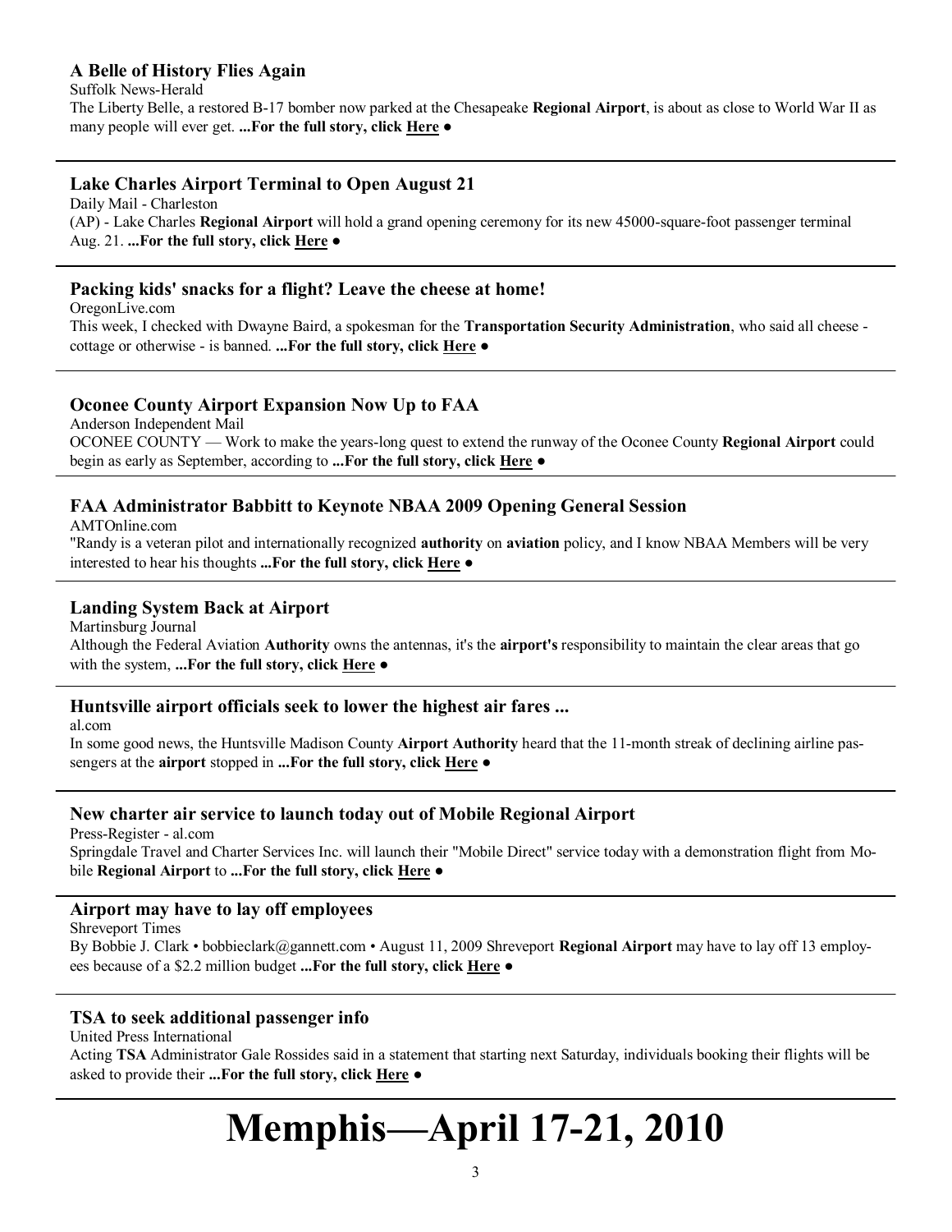### A Belle of History Flies Again

Suffolk News-Herald

The Liberty Belle, a restored B-17 bomber now parked at the Chesapeake **Regional Airport**, is about as close to World War II as many people will ever get. **...For the full story, click Here ●**

---

### Lake Charles Airport Terminal to Open August 21

Daily Mail - Charleston

(AP) - Lake Charles **Regional Airport** will hold a grand opening ceremony for its new 45000-square-foot passenger terminal Aug. 21. **...For the full story, click Here ●**

---

### Packing kids' snacks for a flight? Leave the cheese at home!

OregonLive.com

This week, I checked with Dwayne Baird, a spokesman for the **Transportation Security Administration**, who said all cheese - cottage or otherwise - is banned. **...For the full story, click Here ●**

---

### Oconee County Airport Expansion Now Up to FAA

Anderson Independent Mail

OCONEE COUNTY — Work to make the years-long quest to extend the runway of the Oconee County **Regional Airport** could begin as early as September, according to **...For the full story, click Here ●**

---

### FAA Administrator Babbitt to Keynote NBAA 2009 Opening General Session

AMTOnline.com

"Randy is a veteran pilot and internationally recognized **authority** on **aviation** policy, and I know NBAA Members will be very interested to hear his thoughts **...For the full story, click Here ●**

---

### Landing System Back at Airport

Martinsburg Journal

Although the Federal Aviation **Authority** owns the antennas, it's the **airport's** responsibility to maintain the clear areas that go with the system, **...For the full story, click Here ●**

---

### Huntsville airport officials seek to lower the highest air fares ...

al.com

In some good news, the Huntsville Madison County **Airport Authority** heard that the 11-month streak of declining airline passengers at the **airport** stopped in **...For the full story, click Here ●**

---

### New charter air service to launch today out of Mobile Regional Airport

Press-Register - al.com

Springdale Travel and Charter Services Inc. will launch their "Mobile Direct" service today with a demonstration flight from Mobile **Regional Airport** to **...For the full story, click Here ●**

---

### Airport may have to lay off employees

Shreveport Times

By Bobbie J. Clark • bobbieclark@gannett.com • August 11, 2009 Shreveport **Regional Airport** may have to lay off 13 employees because of a $2.2 million budget **...For the full story, click Here ●**

---

### TSA to seek additional passenger info

United Press International

Acting **TSA** Administrator Gale Rossides said in a statement that starting next Saturday, individuals booking their flights will be asked to provide their **...For the full story, click Here ●**

---

# Memphis—April 17-21, 2010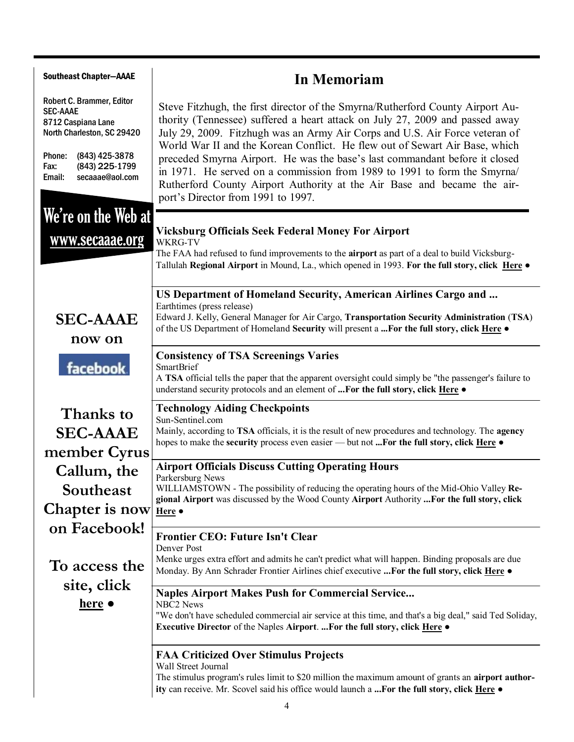**Southeast Chapter—AAAE**

Robert C. Brammer, Editor
SEC-AAAE
8712 Caspiana Lane
North Charleston, SC 29420

Phone: (843) 425-3878
Fax: (843) 225-1799
Email: secaaae@aol.com

**We're on the Web at www.secaaae.org**

**SEC-AAAE now on facebook**

**Thanks to SEC-AAAE member Cyrus Callum, the Southeast Chapter is now on Facebook!**

**To access the site, click here ●**

## In Memoriam

Steve Fitzhugh, the first director of the Smyrna/Rutherford County Airport Authority (Tennessee) suffered a heart attack on July 27, 2009 and passed away July 29, 2009. Fitzhugh was an Army Air Corps and U.S. Air Force veteran of World War II and the Korean Conflict. He flew out of Sewart Air Base, which preceded Smyrna Airport. He was the base's last commandant before it closed in 1971. He served on a commission from 1989 to 1991 to form the Smyrna/Rutherford County Airport Authority at the Air Base and became the airport's Director from 1991 to 1997.

---

### Vicksburg Officials Seek Federal Money For Airport

WKRG-TV

The FAA had refused to fund improvements to the **airport** as part of a deal to build Vicksburg-Tallulah **Regional Airport** in Mound, La., which opened in 1993. **For the full story, click Here ●**

---

### US Department of Homeland Security, American Airlines Cargo and ...

Earthtimes (press release)

Edward J. Kelly, General Manager for Air Cargo, **Transportation Security Administration** (**TSA**) of the US Department of Homeland **Security** will present a **...For the full story, click Here ●**

---

### Consistency of TSA Screenings Varies

SmartBrief

A **TSA** official tells the paper that the apparent oversight could simply be "the passenger's failure to understand security protocols and an element of **...For the full story, click Here ●**

---

### Technology Aiding Checkpoints

Sun-Sentinel.com

Mainly, according to **TSA** officials, it is the result of new procedures and technology. The **agency** hopes to make the **security** process even easier — but not **...For the full story, click Here ●**

---

### Airport Officials Discuss Cutting Operating Hours

Parkersburg News

WILLIAMSTOWN - The possibility of reducing the operating hours of the Mid-Ohio Valley **Regional Airport** was discussed by the Wood County **Airport** Authority **...For the full story, click Here ●**

---

### Frontier CEO: Future Isn't Clear

Denver Post

Menke urges extra effort and admits he can't predict what will happen. Binding proposals are due Monday. By Ann Schrader Frontier Airlines chief executive **...For the full story, click Here ●**

---

### Naples Airport Makes Push for Commercial Service...

NBC2 News

"We don't have scheduled commercial air service at this time, and that's a big deal," said Ted Soliday, **Executive Director** of the Naples **Airport**. **...For the full story, click Here ●**

---

### FAA Criticized Over Stimulus Projects

Wall Street Journal

The stimulus program's rules limit to $20 million the maximum amount of grants an **airport authority** can receive. Mr. Scovel said his office would launch a **...For the full story, click Here ●**